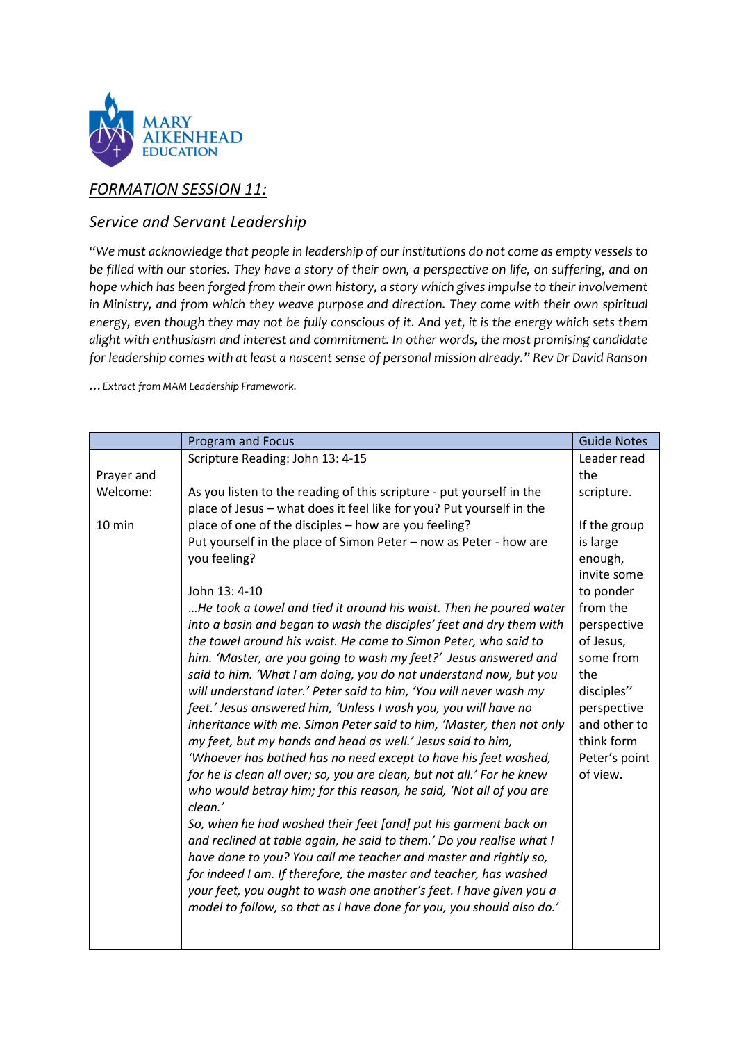MARY AIKENHEAD EDUCATION

## *FORMATION SESSION 11:*

### *Service and Servant Leadership*

*"We must acknowledge that people in leadership of our institutions do not come as empty vessels to be filled with our stories. They have a story of their own, a perspective on life, on suffering, and on hope which has been forged from their own history, a story which gives impulse to their involvement in Ministry, and from which they weave purpose and direction. They come with their own spiritual energy, even though they may not be fully conscious of it. And yet, it is the energy which sets them alight with enthusiasm and interest and commitment. In other words, the most promising candidate for leadership comes with at least a nascent sense of personal mission already." Rev Dr David Ranson*

*…Extract from MAM Leadership Framework.*

| | Program and Focus | Guide Notes |
|---|---|---|
| Prayer and Welcome:<br><br>10 min | Scripture Reading: John 13: 4-15<br><br>As you listen to the reading of this scripture - put yourself in the place of Jesus – what does it feel like for you? Put yourself in the place of one of the disciples – how are you feeling?<br>Put yourself in the place of Simon Peter – now as Peter - how are you feeling?<br><br>John 13: 4-10<br>*…He took a towel and tied it around his waist. Then he poured water into a basin and began to wash the disciples' feet and dry them with the towel around his waist. He came to Simon Peter, who said to him. 'Master, are you going to wash my feet?' Jesus answered and said to him. 'What I am doing, you do not understand now, but you will understand later.' Peter said to him, 'You will never wash my feet.' Jesus answered him, 'Unless I wash you, you will have no inheritance with me. Simon Peter said to him, 'Master, then not only my feet, but my hands and head as well.' Jesus said to him, 'Whoever has bathed has no need except to have his feet washed, for he is clean all over; so, you are clean, but not all.' For he knew who would betray him; for this reason, he said, 'Not all of you are clean.'*<br>*So, when he had washed their feet [and] put his garment back on and reclined at table again, he said to them.' Do you realise what I have done to you? You call me teacher and master and rightly so, for indeed I am. If therefore, the master and teacher, has washed your feet, you ought to wash one another's feet. I have given you a model to follow, so that as I have done for you, you should also do.'* | Leader read the scripture.<br><br>If the group is large enough, invite some to ponder from the perspective of Jesus, some from the disciples'' perspective and other to think form Peter's point of view. |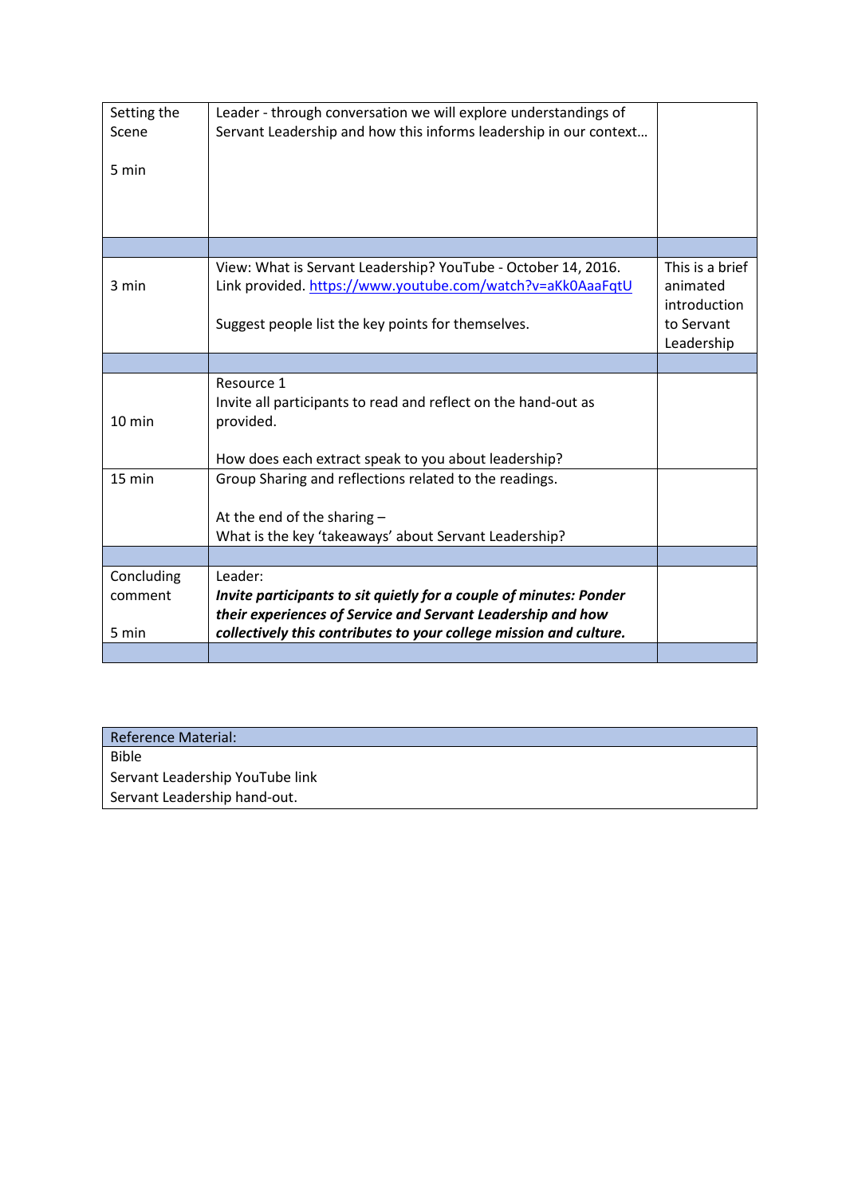| | | |
|---|---|---|
| Setting the Scene<br><br>5 min | Leader - through conversation we will explore understandings of Servant Leadership and how this informs leadership in our context… | |
| | | |
| 3 min | View: What is Servant Leadership? YouTube - October 14, 2016. Link provided. [https://www.youtube.com/watch?v=aKk0AaaFqtU](https://www.youtube.com/watch?v=aKk0AaaFqtU)<br><br>Suggest people list the key points for themselves. | This is a brief animated introduction to Servant Leadership |
| | | |
| 10 min | Resource 1<br>Invite all participants to read and reflect on the hand-out as provided.<br><br>How does each extract speak to you about leadership? | |
| 15 min | Group Sharing and reflections related to the readings.<br><br>At the end of the sharing –<br>What is the key 'takeaways' about Servant Leadership? | |
| | | |
| Concluding comment<br><br>5 min | Leader:<br>***Invite participants to sit quietly for a couple of minutes: Ponder their experiences of Service and Servant Leadership and how collectively this contributes to your college mission and culture.*** | |
| | | |

| Reference Material: |
|---|
| Bible<br>Servant Leadership YouTube link<br>Servant Leadership hand-out. |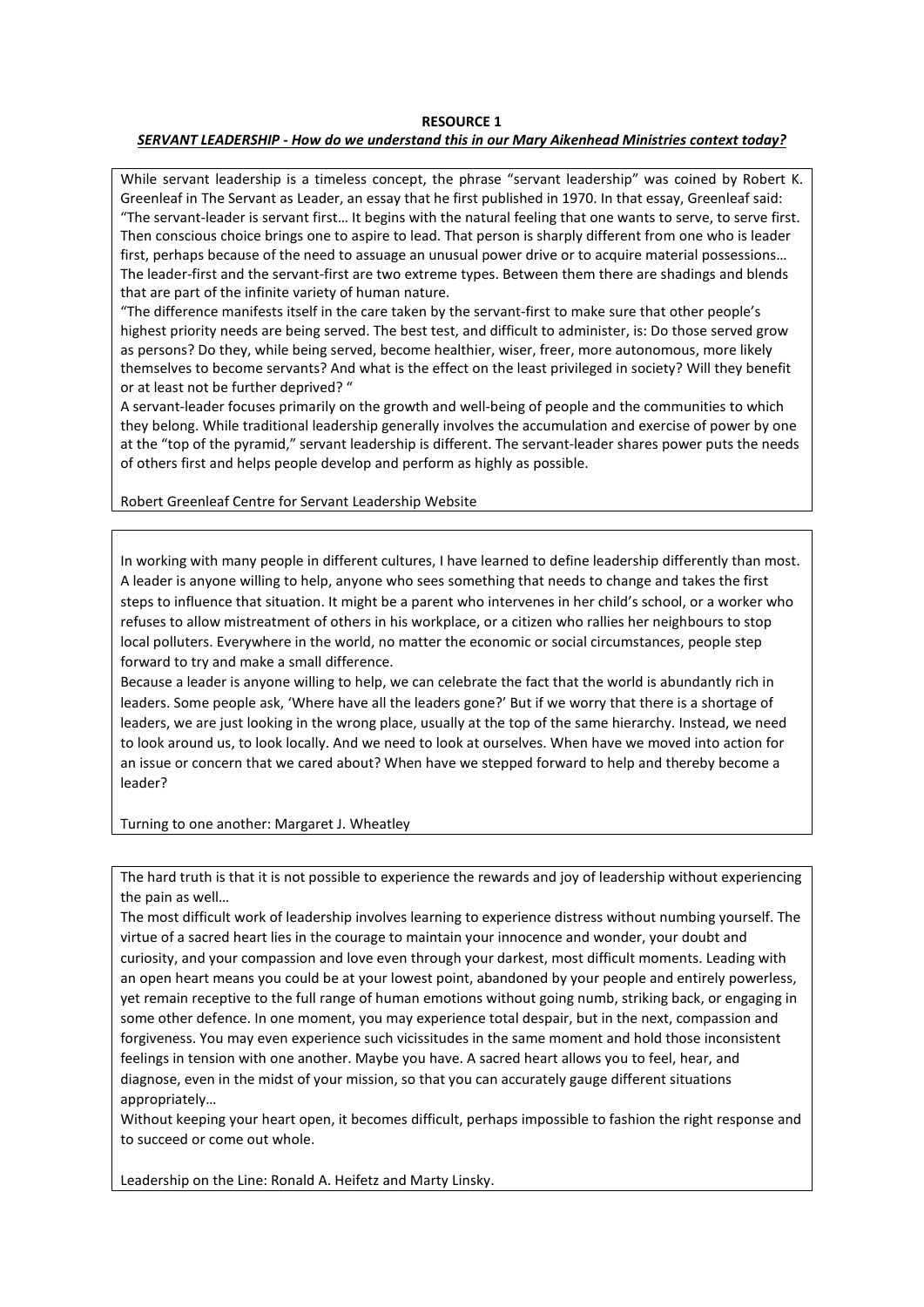**RESOURCE 1**

***SERVANT LEADERSHIP - How do we understand this in our Mary Aikenhead Ministries context today?***

While servant leadership is a timeless concept, the phrase "servant leadership" was coined by Robert K. Greenleaf in The Servant as Leader, an essay that he first published in 1970. In that essay, Greenleaf said: "The servant-leader is servant first… It begins with the natural feeling that one wants to serve, to serve first. Then conscious choice brings one to aspire to lead. That person is sharply different from one who is leader first, perhaps because of the need to assuage an unusual power drive or to acquire material possessions… The leader-first and the servant-first are two extreme types. Between them there are shadings and blends that are part of the infinite variety of human nature.

"The difference manifests itself in the care taken by the servant-first to make sure that other people's highest priority needs are being served. The best test, and difficult to administer, is: Do those served grow as persons? Do they, while being served, become healthier, wiser, freer, more autonomous, more likely themselves to become servants? And what is the effect on the least privileged in society? Will they benefit or at least not be further deprived? "

A servant-leader focuses primarily on the growth and well-being of people and the communities to which they belong. While traditional leadership generally involves the accumulation and exercise of power by one at the "top of the pyramid," servant leadership is different. The servant-leader shares power puts the needs of others first and helps people develop and perform as highly as possible.

Robert Greenleaf Centre for Servant Leadership Website

---

In working with many people in different cultures, I have learned to define leadership differently than most. A leader is anyone willing to help, anyone who sees something that needs to change and takes the first steps to influence that situation. It might be a parent who intervenes in her child's school, or a worker who refuses to allow mistreatment of others in his workplace, or a citizen who rallies her neighbours to stop local polluters. Everywhere in the world, no matter the economic or social circumstances, people step forward to try and make a small difference.

Because a leader is anyone willing to help, we can celebrate the fact that the world is abundantly rich in leaders. Some people ask, 'Where have all the leaders gone?' But if we worry that there is a shortage of leaders, we are just looking in the wrong place, usually at the top of the same hierarchy. Instead, we need to look around us, to look locally. And we need to look at ourselves. When have we moved into action for an issue or concern that we cared about? When have we stepped forward to help and thereby become a leader?

Turning to one another: Margaret J. Wheatley

---

The hard truth is that it is not possible to experience the rewards and joy of leadership without experiencing the pain as well…

The most difficult work of leadership involves learning to experience distress without numbing yourself. The virtue of a sacred heart lies in the courage to maintain your innocence and wonder, your doubt and curiosity, and your compassion and love even through your darkest, most difficult moments. Leading with an open heart means you could be at your lowest point, abandoned by your people and entirely powerless, yet remain receptive to the full range of human emotions without going numb, striking back, or engaging in some other defence. In one moment, you may experience total despair, but in the next, compassion and forgiveness. You may even experience such vicissitudes in the same moment and hold those inconsistent feelings in tension with one another. Maybe you have. A sacred heart allows you to feel, hear, and diagnose, even in the midst of your mission, so that you can accurately gauge different situations appropriately…

Without keeping your heart open, it becomes difficult, perhaps impossible to fashion the right response and to succeed or come out whole.

Leadership on the Line: Ronald A. Heifetz and Marty Linsky.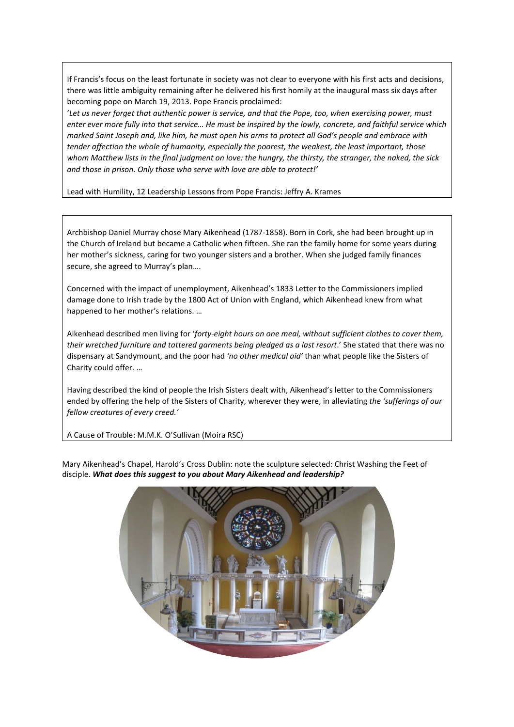If Francis's focus on the least fortunate in society was not clear to everyone with his first acts and decisions, there was little ambiguity remaining after he delivered his first homily at the inaugural mass six days after becoming pope on March 19, 2013. Pope Francis proclaimed:

'*Let us never forget that authentic power is service, and that the Pope, too, when exercising power, must enter ever more fully into that service… He must be inspired by the lowly, concrete, and faithful service which marked Saint Joseph and, like him, he must open his arms to protect all God's people and embrace with tender affection the whole of humanity, especially the poorest, the weakest, the least important, those whom Matthew lists in the final judgment on love: the hungry, the thirsty, the stranger, the naked, the sick and those in prison. Only those who serve with love are able to protect!*'

Lead with Humility, 12 Leadership Lessons from Pope Francis: Jeffry A. Krames

Archbishop Daniel Murray chose Mary Aikenhead (1787-1858). Born in Cork, she had been brought up in the Church of Ireland but became a Catholic when fifteen. She ran the family home for some years during her mother's sickness, caring for two younger sisters and a brother. When she judged family finances secure, she agreed to Murray's plan….

Concerned with the impact of unemployment, Aikenhead's 1833 Letter to the Commissioners implied damage done to Irish trade by the 1800 Act of Union with England, which Aikenhead knew from what happened to her mother's relations. …

Aikenhead described men living for '*forty-eight hours on one meal, without sufficient clothes to cover them, their wretched furniture and tattered garments being pledged as a last resort*.' She stated that there was no dispensary at Sandymount, and the poor had *'no other medical aid'* than what people like the Sisters of Charity could offer. …

Having described the kind of people the Irish Sisters dealt with, Aikenhead's letter to the Commissioners ended by offering the help of the Sisters of Charity, wherever they were, in alleviating *the 'sufferings of our fellow creatures of every creed.'*

A Cause of Trouble: M.M.K. O'Sullivan (Moira RSC)

Mary Aikenhead's Chapel, Harold's Cross Dublin: note the sculpture selected: Christ Washing the Feet of disciple. ***What does this suggest to you about Mary Aikenhead and leadership?***